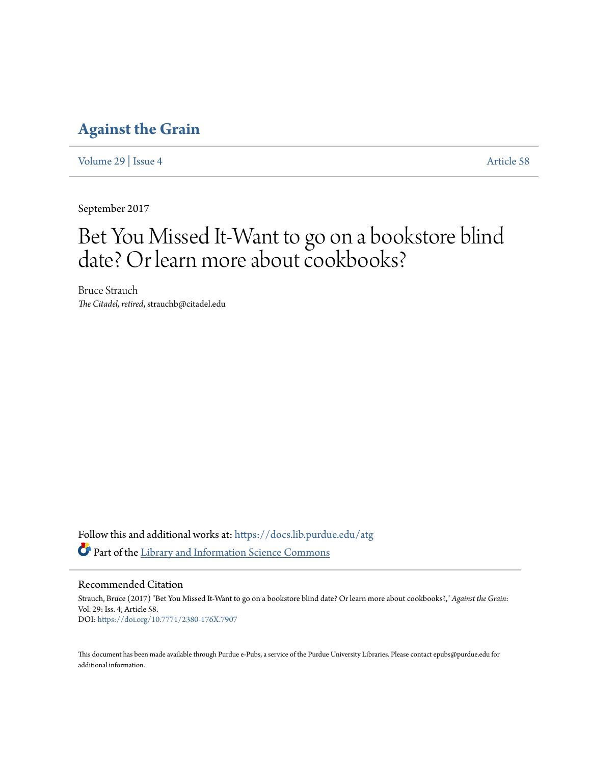# Against the Grain

Volume 29 | Issue 4 Article 58

September 2017

# Bet You Missed It-Want to go on a bookstore blind date? Or learn more about cookbooks?

Bruce Strauch  
*The Citadel, retired*, strauchb@citadel.edu

Follow this and additional works at: https://docs.lib.purdue.edu/atg

Part of the Library and Information Science Commons

## Recommended Citation

Strauch, Bruce (2017) "Bet You Missed It-Want to go on a bookstore blind date? Or learn more about cookbooks?," *Against the Grain*: Vol. 29: Iss. 4, Article 58.  
DOI: https://doi.org/10.7771/2380-176X.7907

This document has been made available through Purdue e-Pubs, a service of the Purdue University Libraries. Please contact epubs@purdue.edu for additional information.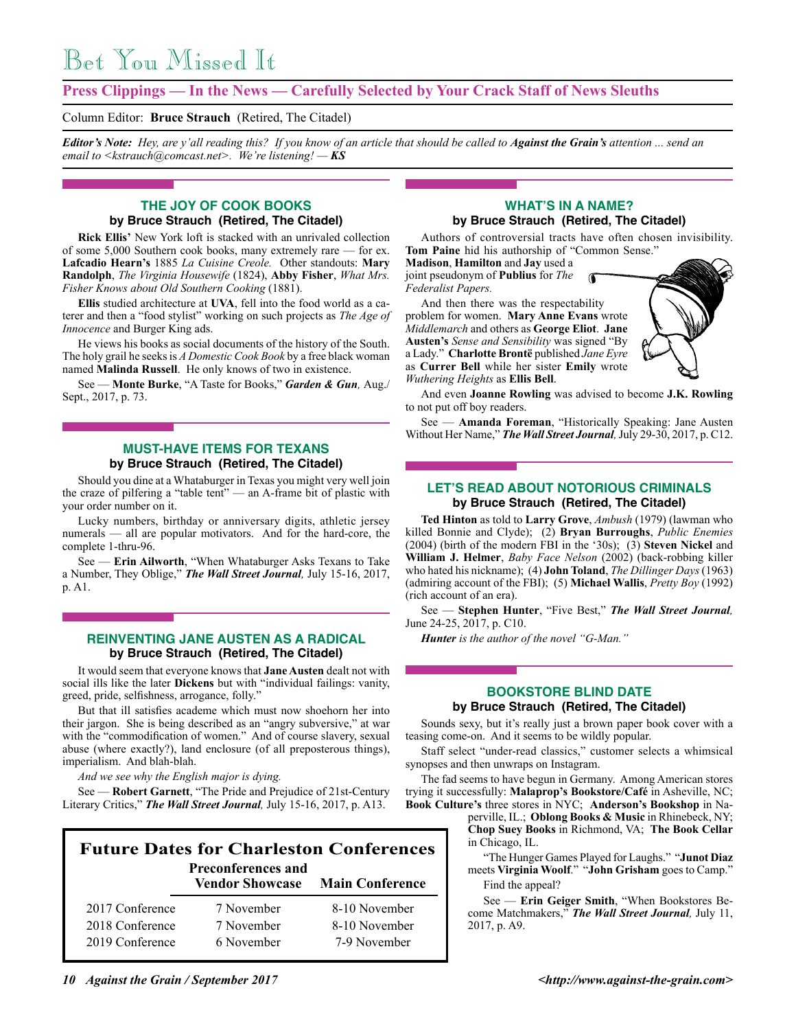# Bet You Missed It

## Press Clippings — In the News — Carefully Selected by Your Crack Staff of News Sleuths

Column Editor: **Bruce Strauch** (Retired, The Citadel)

***Editor's Note:*** *Hey, are y'all reading this? If you know of an article that should be called to* ***Against the Grain's*** *attention ... send an email to <kstrauch@comcast.net>. We're listening! —* ***KS***

### THE JOY OF COOK BOOKS
**by Bruce Strauch (Retired, The Citadel)**

**Rick Ellis'** New York loft is stacked with an unrivaled collection of some 5,000 Southern cook books, many extremely rare — for ex. **Lafcadio Hearn's** 1885 *La Cuisine Creole.* Other standouts: **Mary Randolph**, *The Virginia Housewife* (1824), **Abby Fisher**, *What Mrs. Fisher Knows about Old Southern Cooking* (1881).

**Ellis** studied architecture at **UVA**, fell into the food world as a caterer and then a "food stylist" working on such projects as *The Age of Innocence* and Burger King ads.

He views his books as social documents of the history of the South. The holy grail he seeks is *A Domestic Cook Book* by a free black woman named **Malinda Russell**. He only knows of two in existence.

See — **Monte Burke**, "A Taste for Books," ***Garden & Gun,*** Aug./Sept., 2017, p. 73.

### MUST-HAVE ITEMS FOR TEXANS
**by Bruce Strauch (Retired, The Citadel)**

Should you dine at a Whataburger in Texas you might very well join the craze of pilfering a "table tent" — an A-frame bit of plastic with your order number on it.

Lucky numbers, birthday or anniversary digits, athletic jersey numerals — all are popular motivators. And for the hard-core, the complete 1-thru-96.

See — **Erin Ailworth**, "When Whataburger Asks Texans to Take a Number, They Oblige," ***The Wall Street Journal,*** July 15-16, 2017, p. A1.

### REINVENTING JANE AUSTEN AS A RADICAL
**by Bruce Strauch (Retired, The Citadel)**

It would seem that everyone knows that **Jane Austen** dealt not with social ills like the later **Dickens** but with "individual failings: vanity, greed, pride, selfishness, arrogance, folly."

But that ill satisfies academe which must now shoehorn her into their jargon. She is being described as an "angry subversive," at war with the "commodification of women." And of course slavery, sexual abuse (where exactly?), land enclosure (of all preposterous things), imperialism. And blah-blah.

*And we see why the English major is dying.*

See — **Robert Garnett**, "The Pride and Prejudice of 21st-Century Literary Critics," ***The Wall Street Journal,*** July 15-16, 2017, p. A13.

### Future Dates for Charleston Conferences

| | Preconferences and Vendor Showcase | Main Conference |
|---|---|---|
| 2017 Conference | 7 November | 8-10 November |
| 2018 Conference | 7 November | 8-10 November |
| 2019 Conference | 6 November | 7-9 November |

### WHAT'S IN A NAME?
**by Bruce Strauch (Retired, The Citadel)**

Authors of controversial tracts have often chosen invisibility. **Tom Paine** hid his authorship of "Common Sense." **Madison**, **Hamilton** and **Jay** used a joint pseudonym of **Publius** for *The Federalist Papers.*

And then there was the respectability problem for women. **Mary Anne Evans** wrote *Middlemarch* and others as **George Eliot**. **Jane Austen's** *Sense and Sensibility* was signed "By a Lady." **Charlotte Brontë** published *Jane Eyre* as **Currer Bell** while her sister **Emily** wrote *Wuthering Heights* as **Ellis Bell**.

And even **Joanne Rowling** was advised to become **J.K. Rowling** to not put off boy readers.

See — **Amanda Foreman**, "Historically Speaking: Jane Austen Without Her Name," ***The Wall Street Journal,*** July 29-30, 2017, p. C12.

### LET'S READ ABOUT NOTORIOUS CRIMINALS
**by Bruce Strauch (Retired, The Citadel)**

**Ted Hinton** as told to **Larry Grove**, *Ambush* (1979) (lawman who killed Bonnie and Clyde); (2) **Bryan Burroughs**, *Public Enemies* (2004) (birth of the modern FBI in the '30s); (3) **Steven Nickel** and **William J. Helmer**, *Baby Face Nelson* (2002) (back-robbing killer who hated his nickname); (4) **John Toland**, *The Dillinger Days* (1963) (admiring account of the FBI); (5) **Michael Wallis**, *Pretty Boy* (1992) (rich account of an era).

See — **Stephen Hunter**, "Five Best," ***The Wall Street Journal,*** June 24-25, 2017, p. C10.

***Hunter*** *is the author of the novel "G-Man."*

### BOOKSTORE BLIND DATE
**by Bruce Strauch (Retired, The Citadel)**

Sounds sexy, but it's really just a brown paper book cover with a teasing come-on. And it seems to be wildly popular.

Staff select "under-read classics," customer selects a whimsical synopses and then unwraps on Instagram.

The fad seems to have begun in Germany. Among American stores trying it successfully: **Malaprop's Bookstore/Café** in Asheville, NC; **Book Culture's** three stores in NYC; **Anderson's Bookshop** in Naperville, IL.; **Oblong Books & Music** in Rhinebeck, NY; **Chop Suey Books** in Richmond, VA; **The Book Cellar** in Chicago, IL.

"The Hunger Games Played for Laughs." "**Junot Diaz** meets **Virginia Woolf**." "**John Grisham** goes to Camp."

Find the appeal?

See — **Erin Geiger Smith**, "When Bookstores Become Matchmakers," ***The Wall Street Journal,*** July 11, 2017, p. A9.